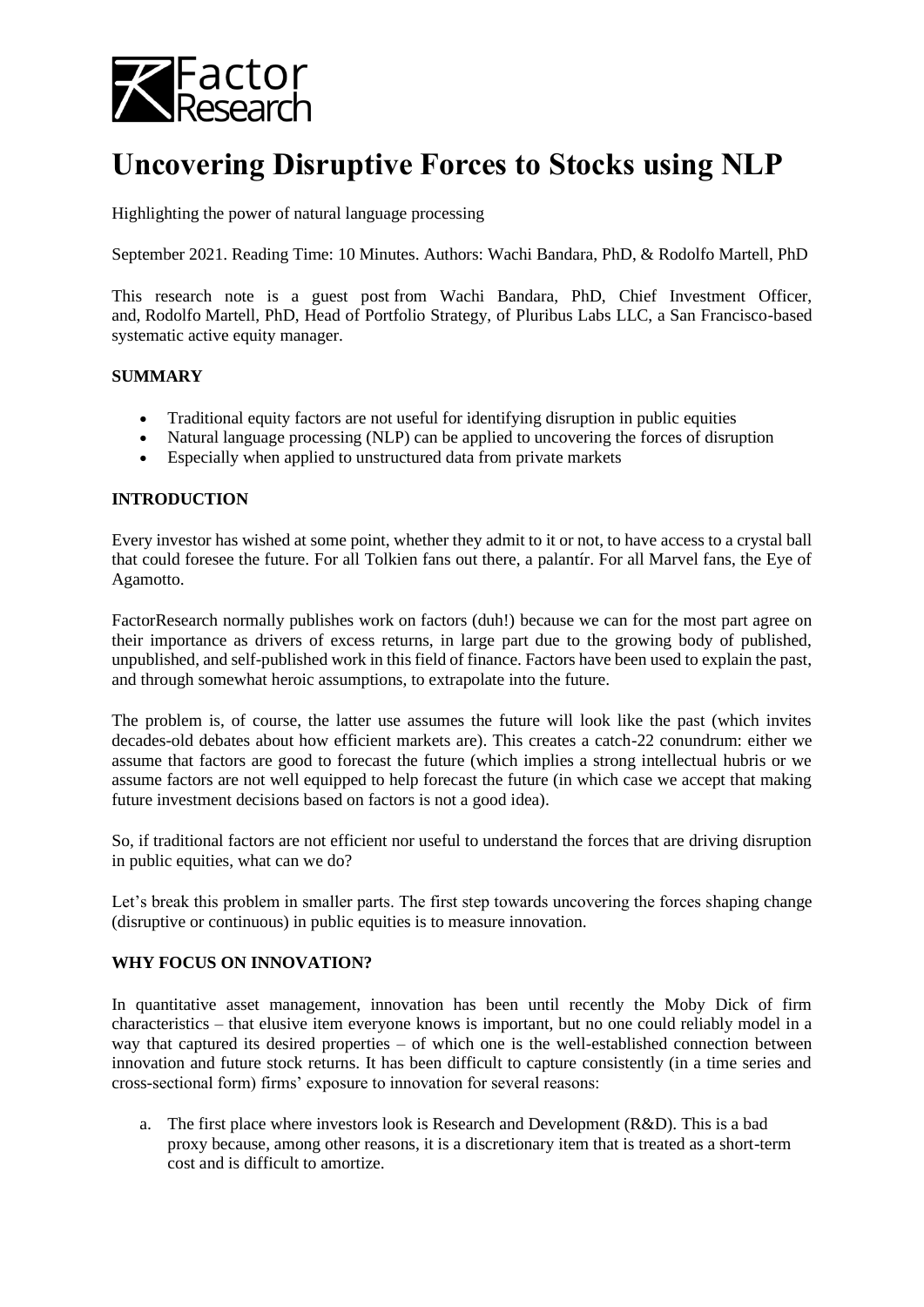# Uncovering Disruptive Forces to Stocks using NLP

Highlighting the power of natural language processing

September 2021. Reading Time: 10 Minutes. Authors: Wachi Bandara, PhD, & Rodolfo Martell, PhD

This research note is a guest post from Wachi Bandara, PhD, Chief Investment Officer, and, Rodolfo Martell, PhD, Head of Portfolio Strategy, of Pluribus Labs LLC, a San Francisco-based systematic active equity manager.

## SUMMARY

- Traditional equity factors are not useful for identifying disruption in public equities
- Natural language processing (NLP) can be applied to uncovering the forces of disruption
- Especially when applied to unstructured data from private markets

## INTRODUCTION

Every investor has wished at some point, whether they admit to it or not, to have access to a crystal ball that could foresee the future. For all Tolkien fans out there, a palantír. For all Marvel fans, the Eye of Agamotto.

FactorResearch normally publishes work on factors (duh!) because we can for the most part agree on their importance as drivers of excess returns, in large part due to the growing body of published, unpublished, and self-published work in this field of finance. Factors have been used to explain the past, and through somewhat heroic assumptions, to extrapolate into the future.

The problem is, of course, the latter use assumes the future will look like the past (which invites decades-old debates about how efficient markets are). This creates a catch-22 conundrum: either we assume that factors are good to forecast the future (which implies a strong intellectual hubris or we assume factors are not well equipped to help forecast the future (in which case we accept that making future investment decisions based on factors is not a good idea).

So, if traditional factors are not efficient nor useful to understand the forces that are driving disruption in public equities, what can we do?

Let's break this problem in smaller parts. The first step towards uncovering the forces shaping change (disruptive or continuous) in public equities is to measure innovation.

## WHY FOCUS ON INNOVATION?

In quantitative asset management, innovation has been until recently the Moby Dick of firm characteristics – that elusive item everyone knows is important, but no one could reliably model in a way that captured its desired properties – of which one is the well-established connection between innovation and future stock returns. It has been difficult to capture consistently (in a time series and cross-sectional form) firms' exposure to innovation for several reasons:

a. The first place where investors look is Research and Development (R&D). This is a bad proxy because, among other reasons, it is a discretionary item that is treated as a short-term cost and is difficult to amortize.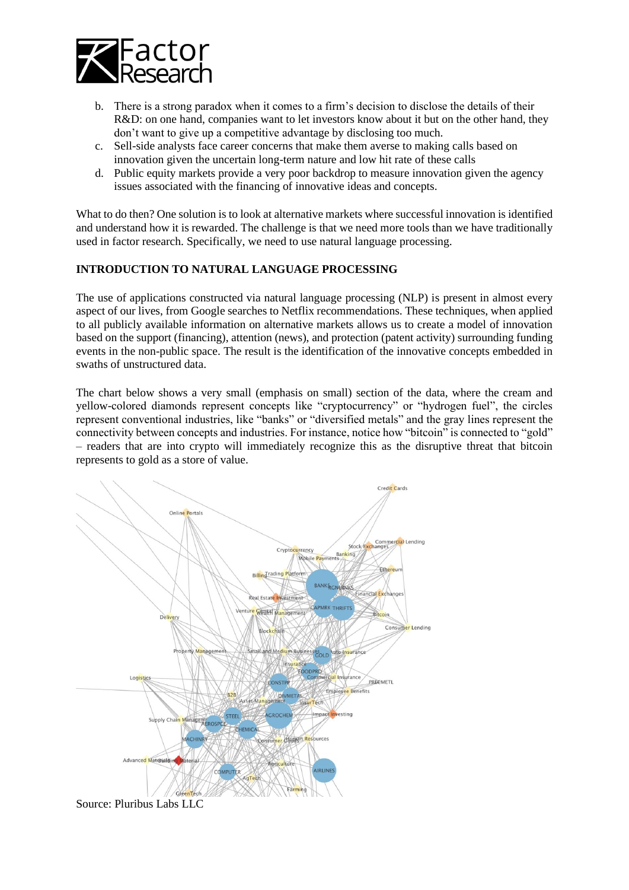b. There is a strong paradox when it comes to a firm's decision to disclose the details of their R&D: on one hand, companies want to let investors know about it but on the other hand, they don't want to give up a competitive advantage by disclosing too much.
c. Sell-side analysts face career concerns that make them averse to making calls based on innovation given the uncertain long-term nature and low hit rate of these calls
d. Public equity markets provide a very poor backdrop to measure innovation given the agency issues associated with the financing of innovative ideas and concepts.

What to do then? One solution is to look at alternative markets where successful innovation is identified and understand how it is rewarded. The challenge is that we need more tools than we have traditionally used in factor research. Specifically, we need to use natural language processing.

**INTRODUCTION TO NATURAL LANGUAGE PROCESSING**

The use of applications constructed via natural language processing (NLP) is present in almost every aspect of our lives, from Google searches to Netflix recommendations. These techniques, when applied to all publicly available information on alternative markets allows us to create a model of innovation based on the support (financing), attention (news), and protection (patent activity) surrounding funding events in the non-public space. The result is the identification of the innovative concepts embedded in swaths of unstructured data.

The chart below shows a very small (emphasis on small) section of the data, where the cream and yellow-colored diamonds represent concepts like "cryptocurrency" or "hydrogen fuel", the circles represent conventional industries, like "banks" or "diversified metals" and the gray lines represent the connectivity between concepts and industries. For instance, notice how "bitcoin" is connected to "gold" – readers that are into crypto will immediately recognize this as the disruptive threat that bitcoin represents to gold as a store of value.

Source: Pluribus Labs LLC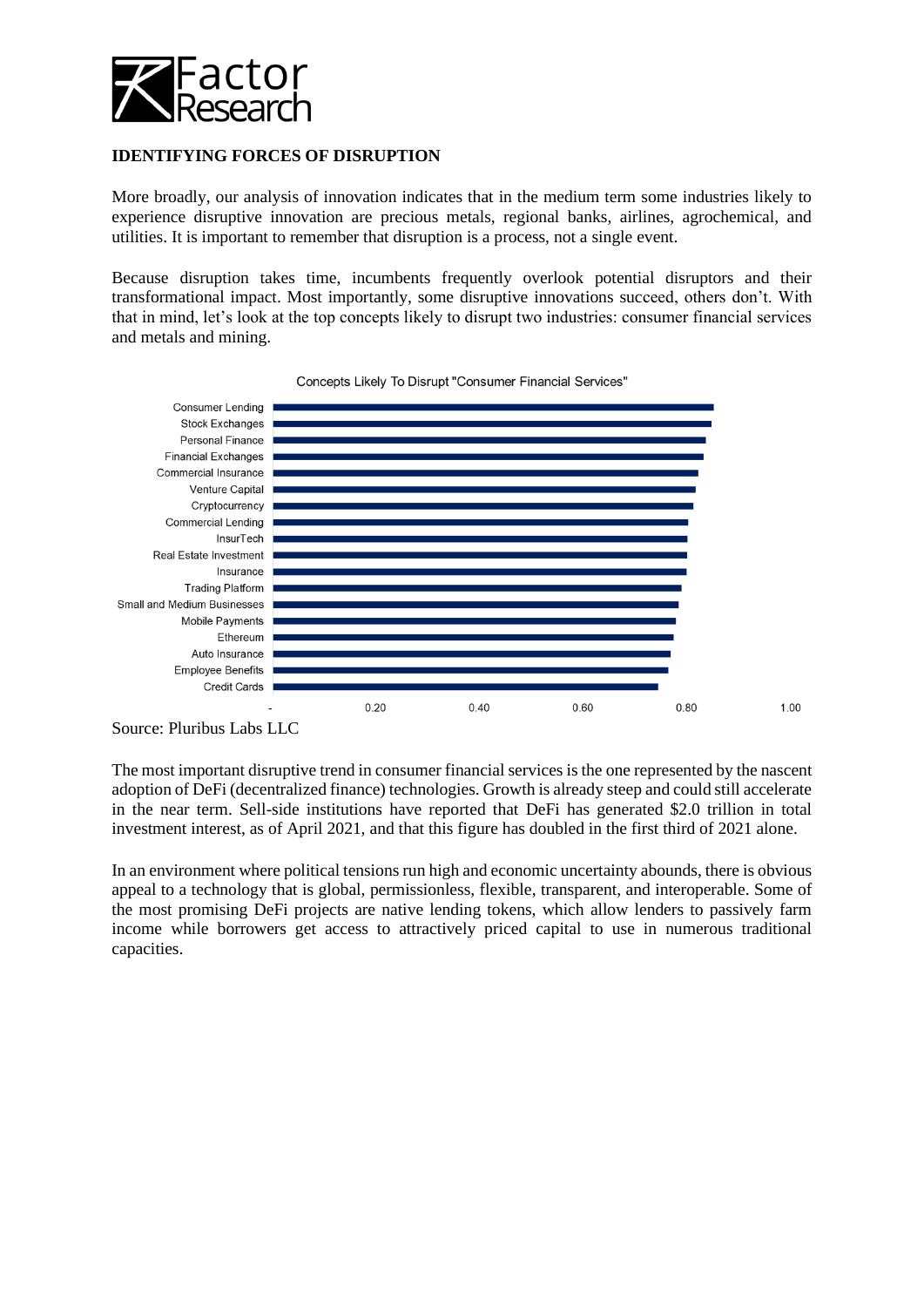## IDENTIFYING FORCES OF DISRUPTION

More broadly, our analysis of innovation indicates that in the medium term some industries likely to experience disruptive innovation are precious metals, regional banks, airlines, agrochemical, and utilities. It is important to remember that disruption is a process, not a single event.

Because disruption takes time, incumbents frequently overlook potential disruptors and their transformational impact. Most importantly, some disruptive innovations succeed, others don't. With that in mind, let's look at the top concepts likely to disrupt two industries: consumer financial services and metals and mining.

Concepts Likely To Disrupt "Consumer Financial Services"

Source: Pluribus Labs LLC

The most important disruptive trend in consumer financial services is the one represented by the nascent adoption of DeFi (decentralized finance) technologies. Growth is already steep and could still accelerate in the near term. Sell-side institutions have reported that DeFi has generated $2.0 trillion in total investment interest, as of April 2021, and that this figure has doubled in the first third of 2021 alone.

In an environment where political tensions run high and economic uncertainty abounds, there is obvious appeal to a technology that is global, permissionless, flexible, transparent, and interoperable. Some of the most promising DeFi projects are native lending tokens, which allow lenders to passively farm income while borrowers get access to attractively priced capital to use in numerous traditional capacities.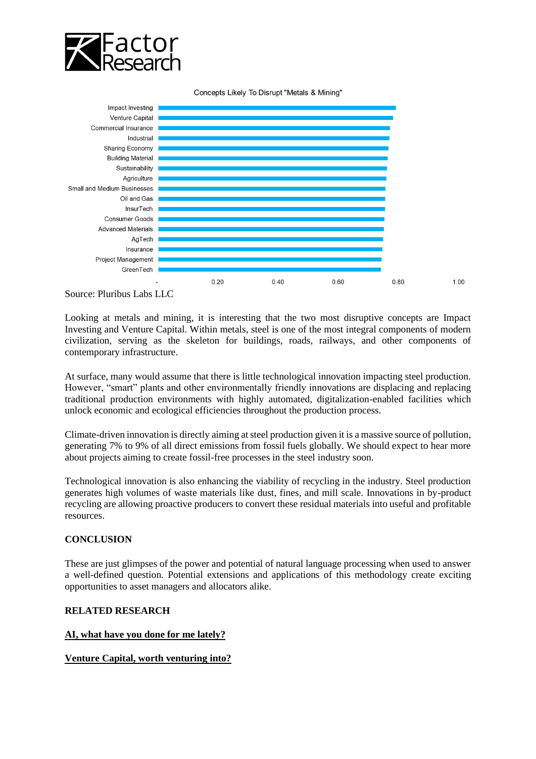Concepts Likely To Disrupt "Metals & Mining"

| Concept | Score (approx.) |
| --- | --- |
| Impact Investing | 0.79 |
| Venture Capital | 0.78 |
| Commercial Insurance | 0.77 |
| Industrial | 0.77 |
| Sharing Economy | 0.77 |
| Building Material | 0.76 |
| Sustainability | 0.76 |
| Agriculture | 0.76 |
| Small and Medium Businesses | 0.76 |
| Oil and Gas | 0.76 |
| InsurTech | 0.76 |
| Consumer Goods | 0.75 |
| Advanced Materials | 0.75 |
| AgTech | 0.75 |
| Insurance | 0.75 |
| Project Management | 0.74 |
| GreenTech | 0.74 |

Source: Pluribus Labs LLC

Looking at metals and mining, it is interesting that the two most disruptive concepts are Impact Investing and Venture Capital. Within metals, steel is one of the most integral components of modern civilization, serving as the skeleton for buildings, roads, railways, and other components of contemporary infrastructure.

At surface, many would assume that there is little technological innovation impacting steel production. However, "smart" plants and other environmentally friendly innovations are displacing and replacing traditional production environments with highly automated, digitalization-enabled facilities which unlock economic and ecological efficiencies throughout the production process.

Climate-driven innovation is directly aiming at steel production given it is a massive source of pollution, generating 7% to 9% of all direct emissions from fossil fuels globally. We should expect to hear more about projects aiming to create fossil-free processes in the steel industry soon.

Technological innovation is also enhancing the viability of recycling in the industry. Steel production generates high volumes of waste materials like dust, fines, and mill scale. Innovations in by-product recycling are allowing proactive producers to convert these residual materials into useful and profitable resources.

## CONCLUSION

These are just glimpses of the power and potential of natural language processing when used to answer a well-defined question. Potential extensions and applications of this methodology create exciting opportunities to asset managers and allocators alike.

## RELATED RESEARCH

**AI, what have you done for me lately?**

**Venture Capital, worth venturing into?**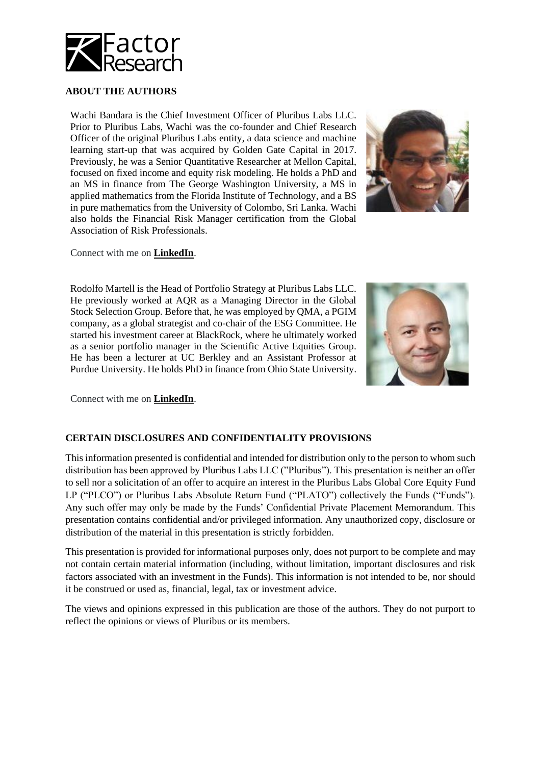## ABOUT THE AUTHORS

Wachi Bandara is the Chief Investment Officer of Pluribus Labs LLC. Prior to Pluribus Labs, Wachi was the co-founder and Chief Research Officer of the original Pluribus Labs entity, a data science and machine learning start-up that was acquired by Golden Gate Capital in 2017. Previously, he was a Senior Quantitative Researcher at Mellon Capital, focused on fixed income and equity risk modeling. He holds a PhD and an MS in finance from The George Washington University, a MS in applied mathematics from the Florida Institute of Technology, and a BS in pure mathematics from the University of Colombo, Sri Lanka. Wachi also holds the Financial Risk Manager certification from the Global Association of Risk Professionals.

Connect with me on **LinkedIn**.

Rodolfo Martell is the Head of Portfolio Strategy at Pluribus Labs LLC. He previously worked at AQR as a Managing Director in the Global Stock Selection Group. Before that, he was employed by QMA, a PGIM company, as a global strategist and co-chair of the ESG Committee. He started his investment career at BlackRock, where he ultimately worked as a senior portfolio manager in the Scientific Active Equities Group. He has been a lecturer at UC Berkley and an Assistant Professor at Purdue University. He holds PhD in finance from Ohio State University.

Connect with me on **LinkedIn**.

## CERTAIN DISCLOSURES AND CONFIDENTIALITY PROVISIONS

This information presented is confidential and intended for distribution only to the person to whom such distribution has been approved by Pluribus Labs LLC ("Pluribus"). This presentation is neither an offer to sell nor a solicitation of an offer to acquire an interest in the Pluribus Labs Global Core Equity Fund LP ("PLCO") or Pluribus Labs Absolute Return Fund ("PLATO") collectively the Funds ("Funds"). Any such offer may only be made by the Funds' Confidential Private Placement Memorandum. This presentation contains confidential and/or privileged information. Any unauthorized copy, disclosure or distribution of the material in this presentation is strictly forbidden.

This presentation is provided for informational purposes only, does not purport to be complete and may not contain certain material information (including, without limitation, important disclosures and risk factors associated with an investment in the Funds). This information is not intended to be, nor should it be construed or used as, financial, legal, tax or investment advice.

The views and opinions expressed in this publication are those of the authors. They do not purport to reflect the opinions or views of Pluribus or its members.